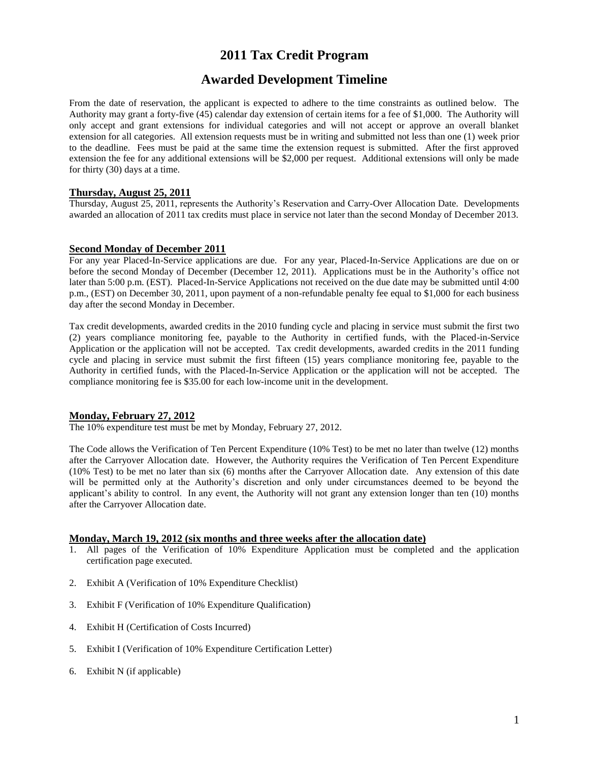# 2011 Tax Credit Program

## Awarded Development Timeline

From the date of reservation, the applicant is expected to adhere to the time constraints as outlined below. The Authority may grant a forty-five (45) calendar day extension of certain items for a fee of $1,000. The Authority will only accept and grant extensions for individual categories and will not accept or approve an overall blanket extension for all categories. All extension requests must be in writing and submitted not less than one (1) week prior to the deadline. Fees must be paid at the same time the extension request is submitted. After the first approved extension the fee for any additional extensions will be $2,000 per request. Additional extensions will only be made for thirty (30) days at a time.

### Thursday, August 25, 2011

Thursday, August 25, 2011, represents the Authority's Reservation and Carry-Over Allocation Date. Developments awarded an allocation of 2011 tax credits must place in service not later than the second Monday of December 2013.

### Second Monday of December 2011

For any year Placed-In-Service applications are due. For any year, Placed-In-Service Applications are due on or before the second Monday of December (December 12, 2011). Applications must be in the Authority's office not later than 5:00 p.m. (EST). Placed-In-Service Applications not received on the due date may be submitted until 4:00 p.m., (EST) on December 30, 2011, upon payment of a non-refundable penalty fee equal to $1,000 for each business day after the second Monday in December.

Tax credit developments, awarded credits in the 2010 funding cycle and placing in service must submit the first two (2) years compliance monitoring fee, payable to the Authority in certified funds, with the Placed-in-Service Application or the application will not be accepted. Tax credit developments, awarded credits in the 2011 funding cycle and placing in service must submit the first fifteen (15) years compliance monitoring fee, payable to the Authority in certified funds, with the Placed-In-Service Application or the application will not be accepted. The compliance monitoring fee is $35.00 for each low-income unit in the development.

### Monday, February 27, 2012

The 10% expenditure test must be met by Monday, February 27, 2012.

The Code allows the Verification of Ten Percent Expenditure (10% Test) to be met no later than twelve (12) months after the Carryover Allocation date. However, the Authority requires the Verification of Ten Percent Expenditure (10% Test) to be met no later than six (6) months after the Carryover Allocation date. Any extension of this date will be permitted only at the Authority's discretion and only under circumstances deemed to be beyond the applicant's ability to control. In any event, the Authority will not grant any extension longer than ten (10) months after the Carryover Allocation date.

### Monday, March 19, 2012 (six months and three weeks after the allocation date)

1. All pages of the Verification of 10% Expenditure Application must be completed and the application certification page executed.
2. Exhibit A (Verification of 10% Expenditure Checklist)
3. Exhibit F (Verification of 10% Expenditure Qualification)
4. Exhibit H (Certification of Costs Incurred)
5. Exhibit I (Verification of 10% Expenditure Certification Letter)
6. Exhibit N (if applicable)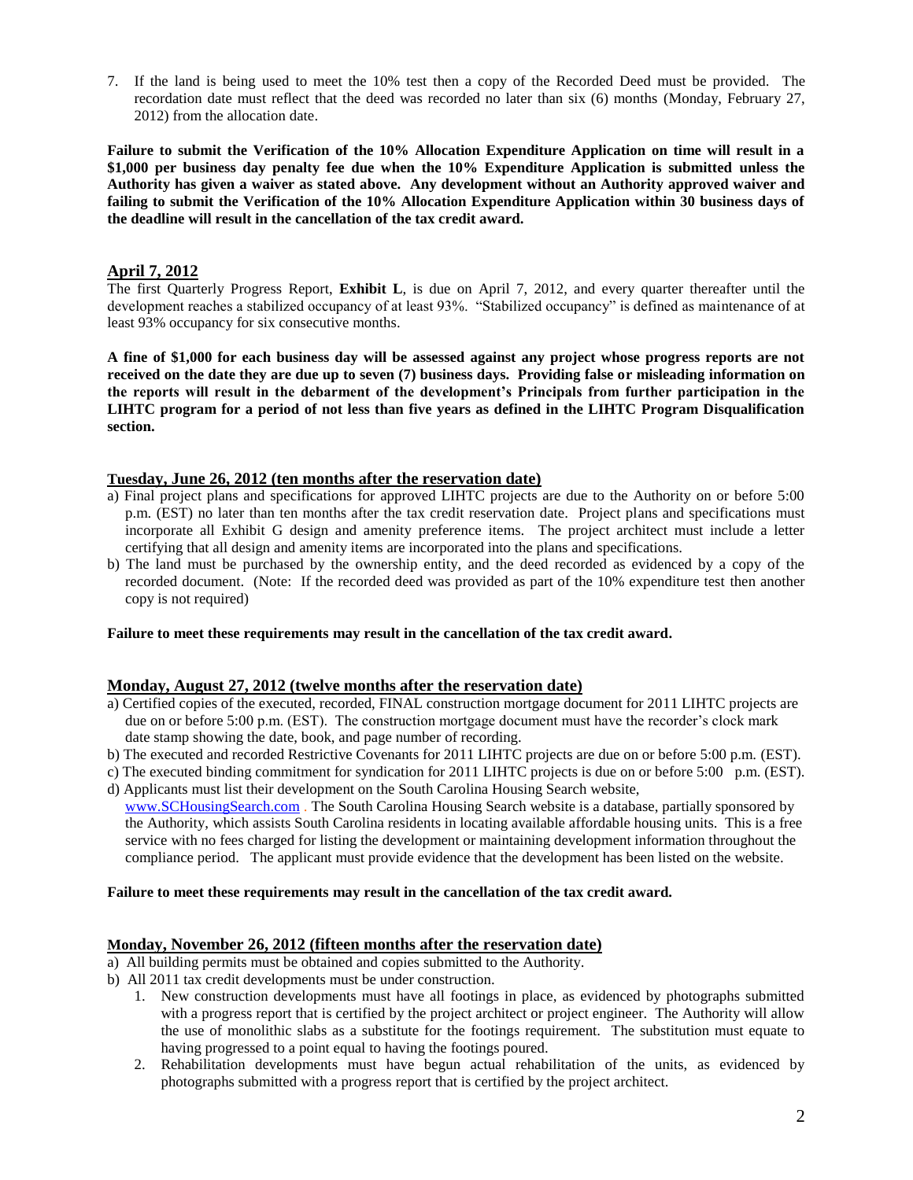7. If the land is being used to meet the 10% test then a copy of the Recorded Deed must be provided. The recordation date must reflect that the deed was recorded no later than six (6) months (Monday, February 27, 2012) from the allocation date.

**Failure to submit the Verification of the 10% Allocation Expenditure Application on time will result in a $1,000 per business day penalty fee due when the 10% Expenditure Application is submitted unless the Authority has given a waiver as stated above. Any development without an Authority approved waiver and failing to submit the Verification of the 10% Allocation Expenditure Application within 30 business days of the deadline will result in the cancellation of the tax credit award.**

## April 7, 2012

The first Quarterly Progress Report, **Exhibit L**, is due on April 7, 2012, and every quarter thereafter until the development reaches a stabilized occupancy of at least 93%. "Stabilized occupancy" is defined as maintenance of at least 93% occupancy for six consecutive months.

**A fine of $1,000 for each business day will be assessed against any project whose progress reports are not received on the date they are due up to seven (7) business days. Providing false or misleading information on the reports will result in the debarment of the development's Principals from further participation in the LIHTC program for a period of not less than five years as defined in the LIHTC Program Disqualification section.**

## Tuesday, June 26, 2012 (ten months after the reservation date)

a) Final project plans and specifications for approved LIHTC projects are due to the Authority on or before 5:00 p.m. (EST) no later than ten months after the tax credit reservation date. Project plans and specifications must incorporate all Exhibit G design and amenity preference items. The project architect must include a letter certifying that all design and amenity items are incorporated into the plans and specifications.

b) The land must be purchased by the ownership entity, and the deed recorded as evidenced by a copy of the recorded document. (Note: If the recorded deed was provided as part of the 10% expenditure test then another copy is not required)

**Failure to meet these requirements may result in the cancellation of the tax credit award.**

## Monday, August 27, 2012 (twelve months after the reservation date)

a) Certified copies of the executed, recorded, FINAL construction mortgage document for 2011 LIHTC projects are due on or before 5:00 p.m. (EST). The construction mortgage document must have the recorder's clock mark date stamp showing the date, book, and page number of recording.

b) The executed and recorded Restrictive Covenants for 2011 LIHTC projects are due on or before 5:00 p.m. (EST).

c) The executed binding commitment for syndication for 2011 LIHTC projects is due on or before 5:00 p.m. (EST).

d) Applicants must list their development on the South Carolina Housing Search website, www.SCHousingSearch.com . The South Carolina Housing Search website is a database, partially sponsored by the Authority, which assists South Carolina residents in locating available affordable housing units. This is a free service with no fees charged for listing the development or maintaining development information throughout the compliance period. The applicant must provide evidence that the development has been listed on the website.

**Failure to meet these requirements may result in the cancellation of the tax credit award.**

## Monday, November 26, 2012 (fifteen months after the reservation date)

a) All building permits must be obtained and copies submitted to the Authority.

b) All 2011 tax credit developments must be under construction.

1. New construction developments must have all footings in place, as evidenced by photographs submitted with a progress report that is certified by the project architect or project engineer. The Authority will allow the use of monolithic slabs as a substitute for the footings requirement. The substitution must equate to having progressed to a point equal to having the footings poured.
2. Rehabilitation developments must have begun actual rehabilitation of the units, as evidenced by photographs submitted with a progress report that is certified by the project architect.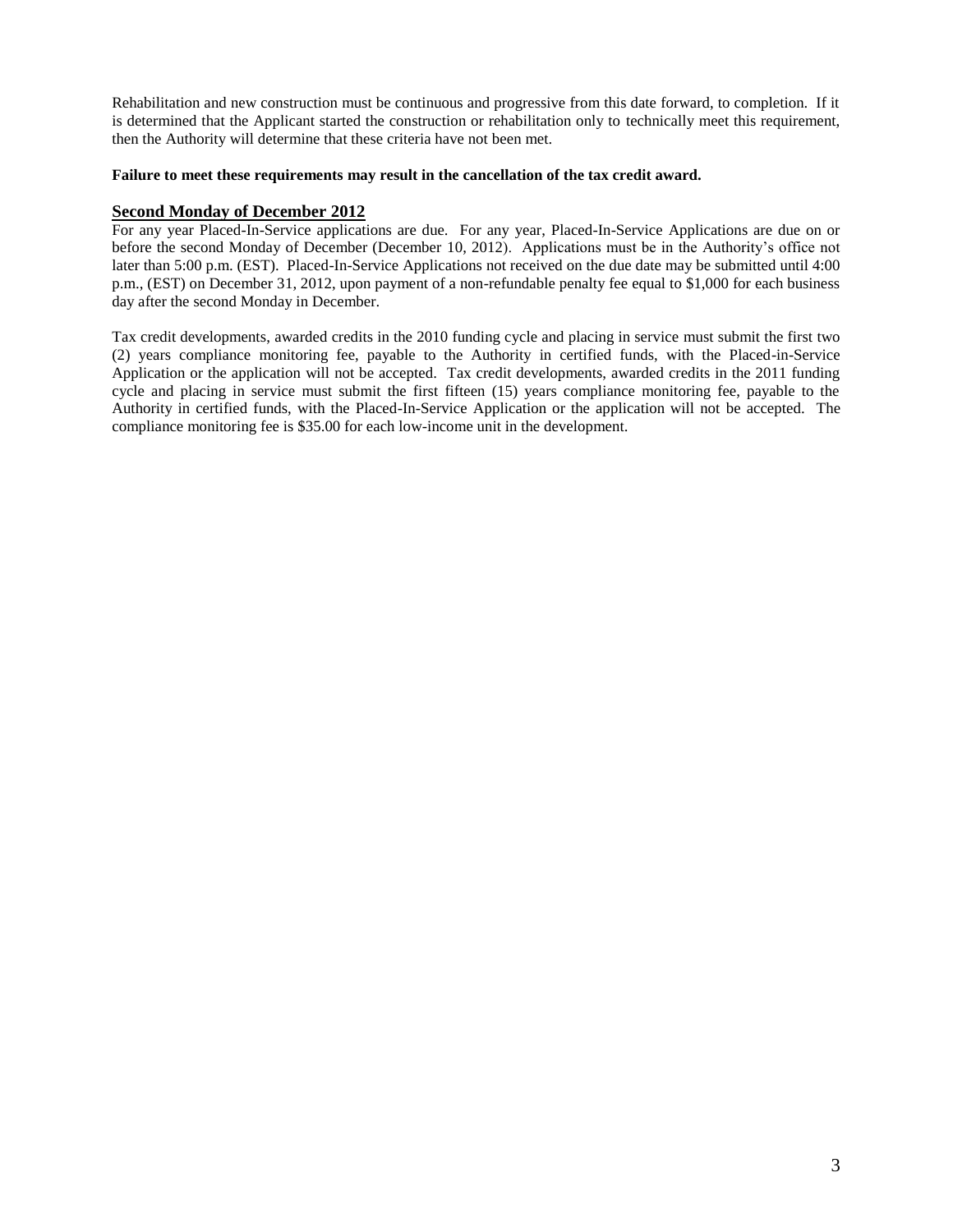Rehabilitation and new construction must be continuous and progressive from this date forward, to completion. If it is determined that the Applicant started the construction or rehabilitation only to technically meet this requirement, then the Authority will determine that these criteria have not been met.

**Failure to meet these requirements may result in the cancellation of the tax credit award.**

## Second Monday of December 2012

For any year Placed-In-Service applications are due. For any year, Placed-In-Service Applications are due on or before the second Monday of December (December 10, 2012). Applications must be in the Authority's office not later than 5:00 p.m. (EST). Placed-In-Service Applications not received on the due date may be submitted until 4:00 p.m., (EST) on December 31, 2012, upon payment of a non-refundable penalty fee equal to $1,000 for each business day after the second Monday in December.

Tax credit developments, awarded credits in the 2010 funding cycle and placing in service must submit the first two (2) years compliance monitoring fee, payable to the Authority in certified funds, with the Placed-in-Service Application or the application will not be accepted. Tax credit developments, awarded credits in the 2011 funding cycle and placing in service must submit the first fifteen (15) years compliance monitoring fee, payable to the Authority in certified funds, with the Placed-In-Service Application or the application will not be accepted. The compliance monitoring fee is $35.00 for each low-income unit in the development.